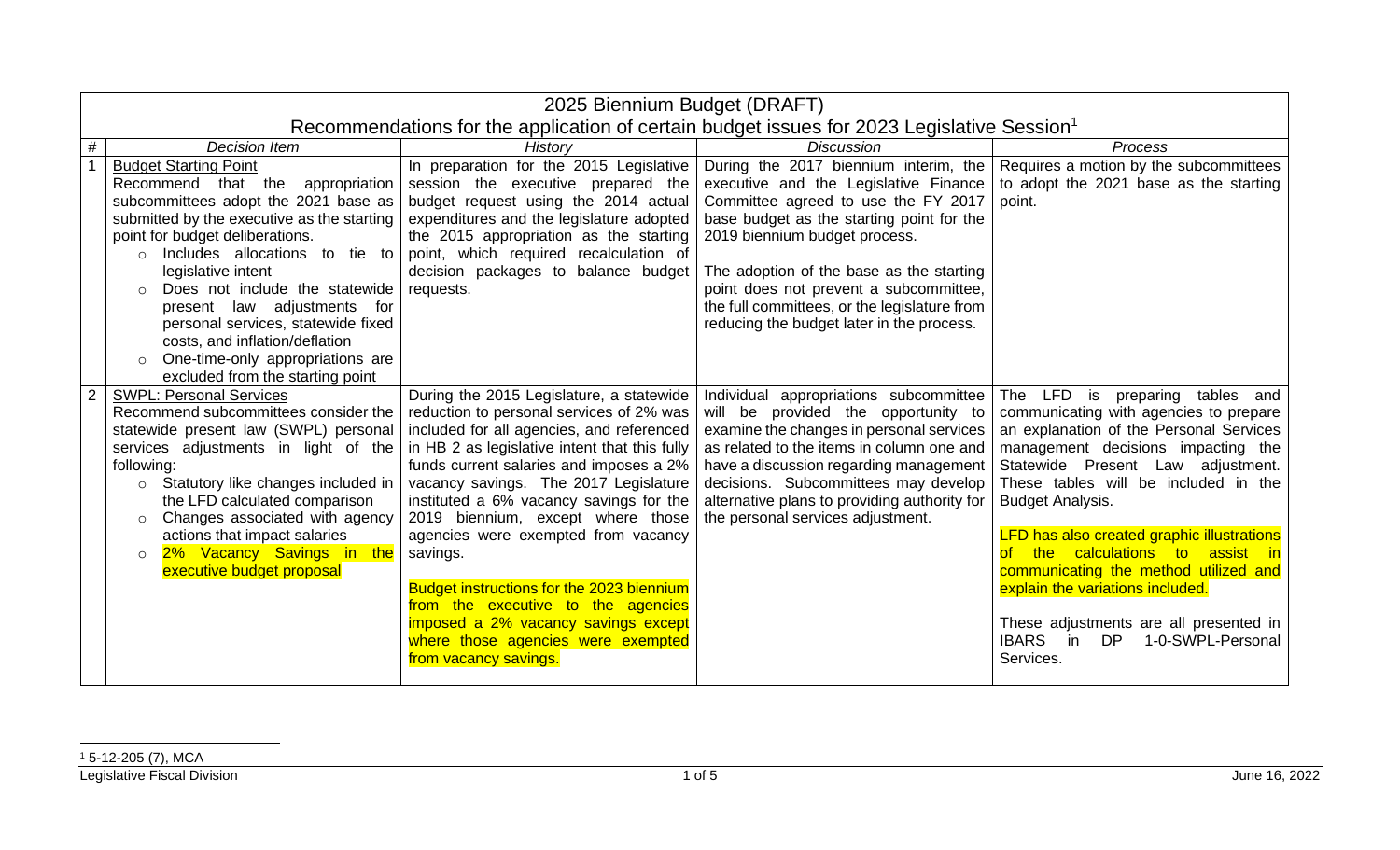# 2025 Biennium Budget (DRAFT)

## Recommendations for the application of certain budget issues for 2023 Legislative Session[1]

| # | *Decision Item* | *History* | *Discussion* | *Process* |
|---|---|---|---|---|
| 1 | Budget Starting Point<br>Recommend that the appropriation subcommittees adopt the 2021 base as submitted by the executive as the starting point for budget deliberations.<br>○ Includes allocations to tie to legislative intent<br>○ Does not include the statewide present law adjustments for personal services, statewide fixed costs, and inflation/deflation<br>○ One-time-only appropriations are excluded from the starting point | In preparation for the 2015 Legislative session the executive prepared the budget request using the 2014 actual expenditures and the legislature adopted the 2015 appropriation as the starting point, which required recalculation of decision packages to balance budget requests. | During the 2017 biennium interim, the executive and the Legislative Finance Committee agreed to use the FY 2017 base budget as the starting point for the 2019 biennium budget process.<br><br>The adoption of the base as the starting point does not prevent a subcommittee, the full committees, or the legislature from reducing the budget later in the process. | Requires a motion by the subcommittees to adopt the 2021 base as the starting point. |
| 2 | SWPL: Personal Services<br>Recommend subcommittees consider the statewide present law (SWPL) personal services adjustments in light of the following:<br>○ Statutory like changes included in the LFD calculated comparison<br>○ Changes associated with agency actions that impact salaries<br>○ 2% Vacancy Savings in the executive budget proposal | During the 2015 Legislature, a statewide reduction to personal services of 2% was included for all agencies, and referenced in HB 2 as legislative intent that this fully funds current salaries and imposes a 2% vacancy savings. The 2017 Legislature instituted a 6% vacancy savings for the 2019 biennium, except where those agencies were exempted from vacancy savings.<br><br>Budget instructions for the 2023 biennium from the executive to the agencies imposed a 2% vacancy savings except where those agencies were exempted from vacancy savings. | Individual appropriations subcommittee will be provided the opportunity to examine the changes in personal services as related to the items in column one and have a discussion regarding management decisions. Subcommittees may develop alternative plans to providing authority for the personal services adjustment. | The LFD is preparing tables and communicating with agencies to prepare an explanation of the Personal Services management decisions impacting the Statewide Present Law adjustment. These tables will be included in the Budget Analysis.<br><br>LFD has also created graphic illustrations of the calculations to assist in communicating the method utilized and explain the variations included.<br><br>These adjustments are all presented in IBARS in DP 1-0-SWPL-Personal Services. |

[1] 5-12-205 (7), MCA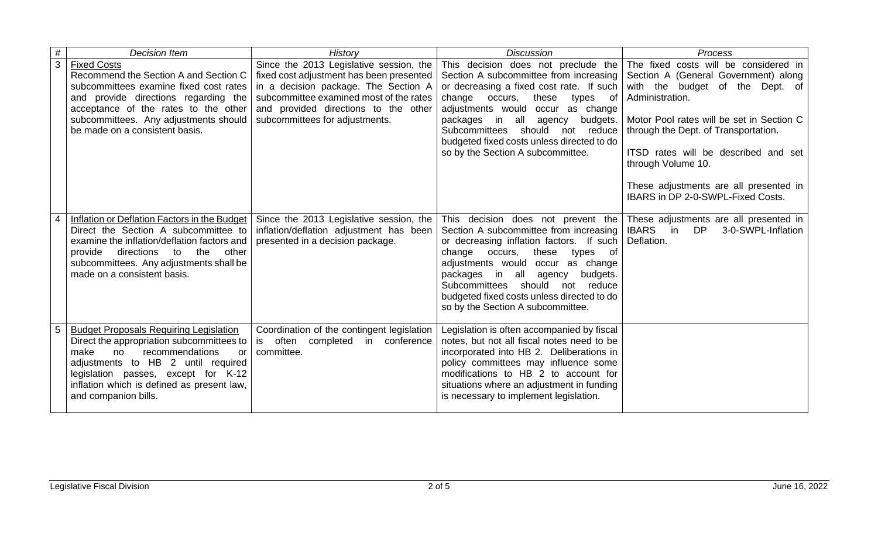| # | Decision Item | History | Discussion | Process |
|---|---|---|---|---|
| 3 | Fixed Costs<br>Recommend the Section A and Section C subcommittees examine fixed cost rates and provide directions regarding the acceptance of the rates to the other subcommittees. Any adjustments should be made on a consistent basis. | Since the 2013 Legislative session, the fixed cost adjustment has been presented in a decision package. The Section A subcommittee examined most of the rates and provided directions to the other subcommittees for adjustments. | This decision does not preclude the Section A subcommittee from increasing or decreasing a fixed cost rate. If such change occurs, these types of adjustments would occur as change packages in all agency budgets. Subcommittees should not reduce budgeted fixed costs unless directed to do so by the Section A subcommittee. | The fixed costs will be considered in Section A (General Government) along with the budget of the Dept. of Administration.<br><br>Motor Pool rates will be set in Section C through the Dept. of Transportation.<br><br>ITSD rates will be described and set through Volume 10.<br><br>These adjustments are all presented in IBARS in DP 2-0-SWPL-Fixed Costs. |
| 4 | Inflation or Deflation Factors in the Budget<br>Direct the Section A subcommittee to examine the inflation/deflation factors and provide directions to the other subcommittees. Any adjustments shall be made on a consistent basis. | Since the 2013 Legislative session, the inflation/deflation adjustment has been presented in a decision package. | This decision does not prevent the Section A subcommittee from increasing or decreasing inflation factors. If such change occurs, these types of adjustments would occur as change packages in all agency budgets. Subcommittees should not reduce budgeted fixed costs unless directed to do so by the Section A subcommittee. | These adjustments are all presented in IBARS in DP 3-0-SWPL-Inflation Deflation. |
| 5 | Budget Proposals Requiring Legislation<br>Direct the appropriation subcommittees to make no recommendations or adjustments to HB 2 until required legislation passes, except for K-12 inflation which is defined as present law, and companion bills. | Coordination of the contingent legislation is often completed in conference committee. | Legislation is often accompanied by fiscal notes, but not all fiscal notes need to be incorporated into HB 2. Deliberations in policy committees may influence some modifications to HB 2 to account for situations where an adjustment in funding is necessary to implement legislation. | |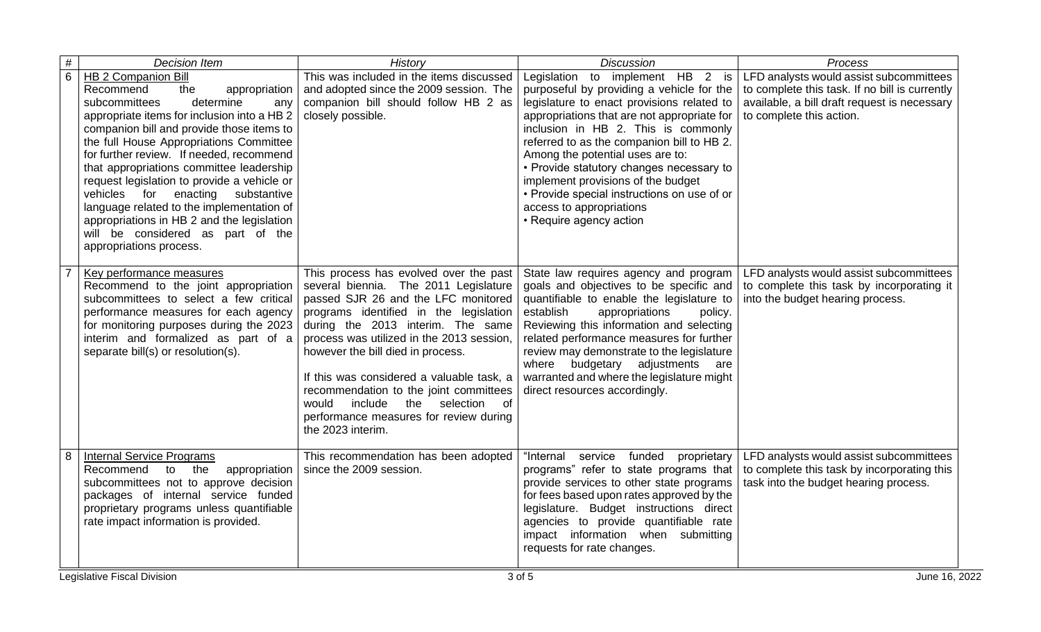| # | *Decision Item* | *History* | *Discussion* | *Process* |
|---|---|---|---|---|
| 6 | <u>HB 2 Companion Bill</u><br>Recommend the appropriation subcommittees determine any appropriate items for inclusion into a HB 2 companion bill and provide those items to the full House Appropriations Committee for further review. If needed, recommend that appropriations committee leadership request legislation to provide a vehicle or vehicles for enacting substantive language related to the implementation of appropriations in HB 2 and the legislation will be considered as part of the appropriations process. | This was included in the items discussed and adopted since the 2009 session. The companion bill should follow HB 2 as closely possible. | Legislation to implement HB 2 is purposeful by providing a vehicle for the legislature to enact provisions related to appropriations that are not appropriate for inclusion in HB 2. This is commonly referred to as the companion bill to HB 2. Among the potential uses are to:<br>• Provide statutory changes necessary to implement provisions of the budget<br>• Provide special instructions on use of or access to appropriations<br>• Require agency action | LFD analysts would assist subcommittees to complete this task. If no bill is currently available, a bill draft request is necessary to complete this action. |
| 7 | <u>Key performance measures</u><br>Recommend to the joint appropriation subcommittees to select a few critical performance measures for each agency for monitoring purposes during the 2023 interim and formalized as part of a separate bill(s) or resolution(s). | This process has evolved over the past several biennia. The 2011 Legislature passed SJR 26 and the LFC monitored programs identified in the legislation during the 2013 interim. The same process was utilized in the 2013 session, however the bill died in process.<br><br>If this was considered a valuable task, a recommendation to the joint committees would include the selection of performance measures for review during the 2023 interim. | State law requires agency and program goals and objectives to be specific and quantifiable to enable the legislature to establish appropriations policy. Reviewing this information and selecting related performance measures for further review may demonstrate to the legislature where budgetary adjustments are warranted and where the legislature might direct resources accordingly. | LFD analysts would assist subcommittees to complete this task by incorporating it into the budget hearing process. |
| 8 | <u>Internal Service Programs</u><br>Recommend to the appropriation subcommittees not to approve decision packages of internal service funded proprietary programs unless quantifiable rate impact information is provided. | This recommendation has been adopted since the 2009 session. | "Internal service funded proprietary programs" refer to state programs that provide services to other state programs for fees based upon rates approved by the legislature. Budget instructions direct agencies to provide quantifiable rate impact information when submitting requests for rate changes. | LFD analysts would assist subcommittees to complete this task by incorporating this task into the budget hearing process. |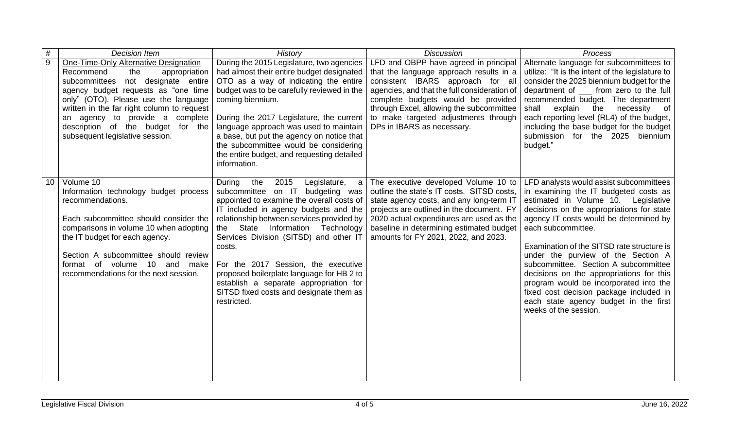| # | Decision Item | History | Discussion | Process |
|---|---|---|---|---|
| 9 | One-Time-Only Alternative Designation<br>Recommend the appropriation subcommittees not designate entire agency budget requests as "one time only" (OTO). Please use the language written in the far right column to request an agency to provide a complete description of the budget for the subsequent legislative session. | During the 2015 Legislature, two agencies had almost their entire budget designated OTO as a way of indicating the entire budget was to be carefully reviewed in the coming biennium.<br><br>During the 2017 Legislature, the current language approach was used to maintain a base, but put the agency on notice that the subcommittee would be considering the entire budget, and requesting detailed information. | LFD and OBPP have agreed in principal that the language approach results in a consistent IBARS approach for all agencies, and that the full consideration of complete budgets would be provided through Excel, allowing the subcommittee to make targeted adjustments through DPs in IBARS as necessary. | Alternate language for subcommittees to utilize: "It is the intent of the legislature to consider the 2025 biennium budget for the department of ___ from zero to the full recommended budget. The department shall explain the necessity of each reporting level (RL4) of the budget, including the base budget for the budget submission for the 2025 biennium budget." |
| 10 | Volume 10<br>Information technology budget process recommendations.<br><br>Each subcommittee should consider the comparisons in volume 10 when adopting the IT budget for each agency.<br><br>Section A subcommittee should review format of volume 10 and make recommendations for the next session. | During the 2015 Legislature, a subcommittee on IT budgeting was appointed to examine the overall costs of IT included in agency budgets and the relationship between services provided by the State Information Technology Services Division (SITSD) and other IT costs.<br><br>For the 2017 Session, the executive proposed boilerplate language for HB 2 to establish a separate appropriation for SITSD fixed costs and designate them as restricted. | The executive developed Volume 10 to outline the state's IT costs. SITSD costs, state agency costs, and any long-term IT projects are outlined in the document. FY 2020 actual expenditures are used as the baseline in determining estimated budget amounts for FY 2021, 2022, and 2023. | LFD analysts would assist subcommittees in examining the IT budgeted costs as estimated in Volume 10. Legislative decisions on the appropriations for state agency IT costs would be determined by each subcommittee.<br><br>Examination of the SITSD rate structure is under the purview of the Section A subcommittee. Section A subcommittee decisions on the appropriations for this program would be incorporated into the fixed cost decision package included in each state agency budget in the first weeks of the session. |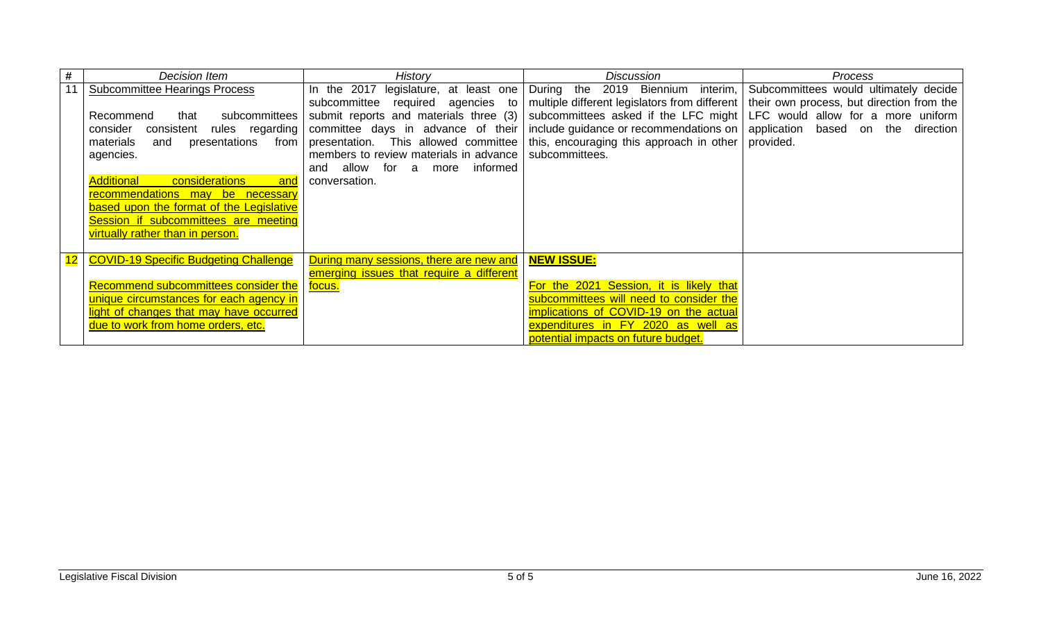| # | *Decision Item* | *History* | *Discussion* | *Process* |
|---|---|---|---|---|
| 11 | Subcommittee Hearings Process<br><br>Recommend that subcommittees consider consistent rules regarding materials and presentations from agencies.<br><br>Additional considerations and recommendations may be necessary based upon the format of the Legislative Session if subcommittees are meeting virtually rather than in person. | In the 2017 legislature, at least one subcommittee required agencies to submit reports and materials three (3) committee days in advance of their presentation. This allowed committee members to review materials in advance and allow for a more informed conversation. | During the 2019 Biennium interim, multiple different legislators from different subcommittees asked if the LFC might include guidance or recommendations on this, encouraging this approach in other subcommittees. | Subcommittees would ultimately decide their own process, but direction from the LFC would allow for a more uniform application based on the direction provided. |
| 12 | COVID-19 Specific Budgeting Challenge<br><br>Recommend subcommittees consider the unique circumstances for each agency in light of changes that may have occurred due to work from home orders, etc. | During many sessions, there are new and emerging issues that require a different focus. | **NEW ISSUE:**<br><br>For the 2021 Session, it is likely that subcommittees will need to consider the implications of COVID-19 on the actual expenditures in FY 2020 as well as potential impacts on future budget. | |